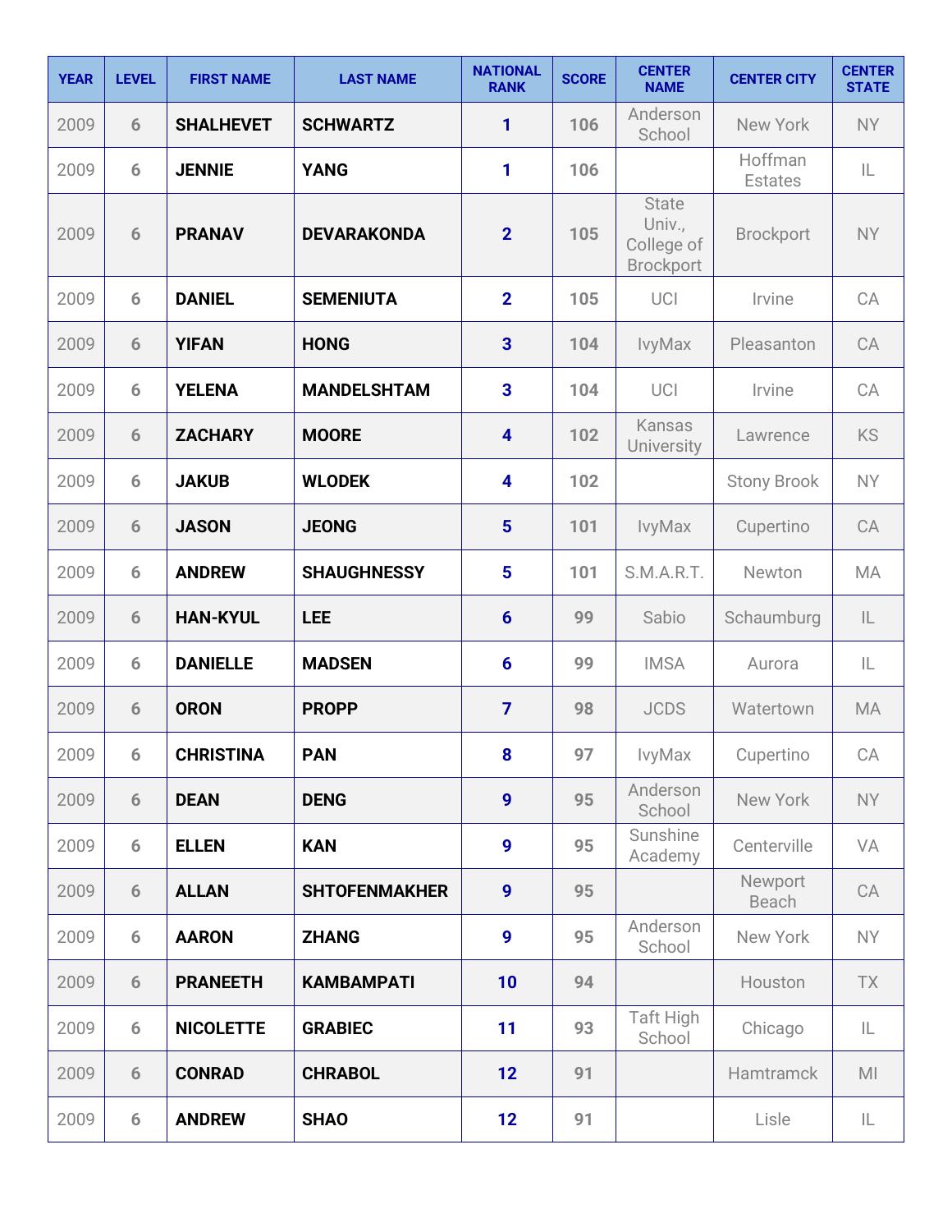| YEAR | LEVEL | FIRST NAME | LAST NAME | NATIONAL RANK | SCORE | CENTER NAME | CENTER CITY | CENTER STATE |
|---|---|---|---|---|---|---|---|---|
| 2009 | 6 | SHALHEVET | SCHWARTZ | 1 | 106 | Anderson School | New York | NY |
| 2009 | 6 | JENNIE | YANG | 1 | 106 | | Hoffman Estates | IL |
| 2009 | 6 | PRANAV | DEVARAKONDA | 2 | 105 | State Univ., College of Brockport | Brockport | NY |
| 2009 | 6 | DANIEL | SEMENIUTA | 2 | 105 | UCI | Irvine | CA |
| 2009 | 6 | YIFAN | HONG | 3 | 104 | IvyMax | Pleasanton | CA |
| 2009 | 6 | YELENA | MANDELSHTAM | 3 | 104 | UCI | Irvine | CA |
| 2009 | 6 | ZACHARY | MOORE | 4 | 102 | Kansas University | Lawrence | KS |
| 2009 | 6 | JAKUB | WLODEK | 4 | 102 | | Stony Brook | NY |
| 2009 | 6 | JASON | JEONG | 5 | 101 | IvyMax | Cupertino | CA |
| 2009 | 6 | ANDREW | SHAUGHNESSY | 5 | 101 | S.M.A.R.T. | Newton | MA |
| 2009 | 6 | HAN-KYUL | LEE | 6 | 99 | Sabio | Schaumburg | IL |
| 2009 | 6 | DANIELLE | MADSEN | 6 | 99 | IMSA | Aurora | IL |
| 2009 | 6 | ORON | PROPP | 7 | 98 | JCDS | Watertown | MA |
| 2009 | 6 | CHRISTINA | PAN | 8 | 97 | IvyMax | Cupertino | CA |
| 2009 | 6 | DEAN | DENG | 9 | 95 | Anderson School | New York | NY |
| 2009 | 6 | ELLEN | KAN | 9 | 95 | Sunshine Academy | Centerville | VA |
| 2009 | 6 | ALLAN | SHTOFENMAKHER | 9 | 95 | | Newport Beach | CA |
| 2009 | 6 | AARON | ZHANG | 9 | 95 | Anderson School | New York | NY |
| 2009 | 6 | PRANEETH | KAMBAMPATI | 10 | 94 | | Houston | TX |
| 2009 | 6 | NICOLETTE | GRABIEC | 11 | 93 | Taft High School | Chicago | IL |
| 2009 | 6 | CONRAD | CHRABOL | 12 | 91 | | Hamtramck | MI |
| 2009 | 6 | ANDREW | SHAO | 12 | 91 | | Lisle | IL |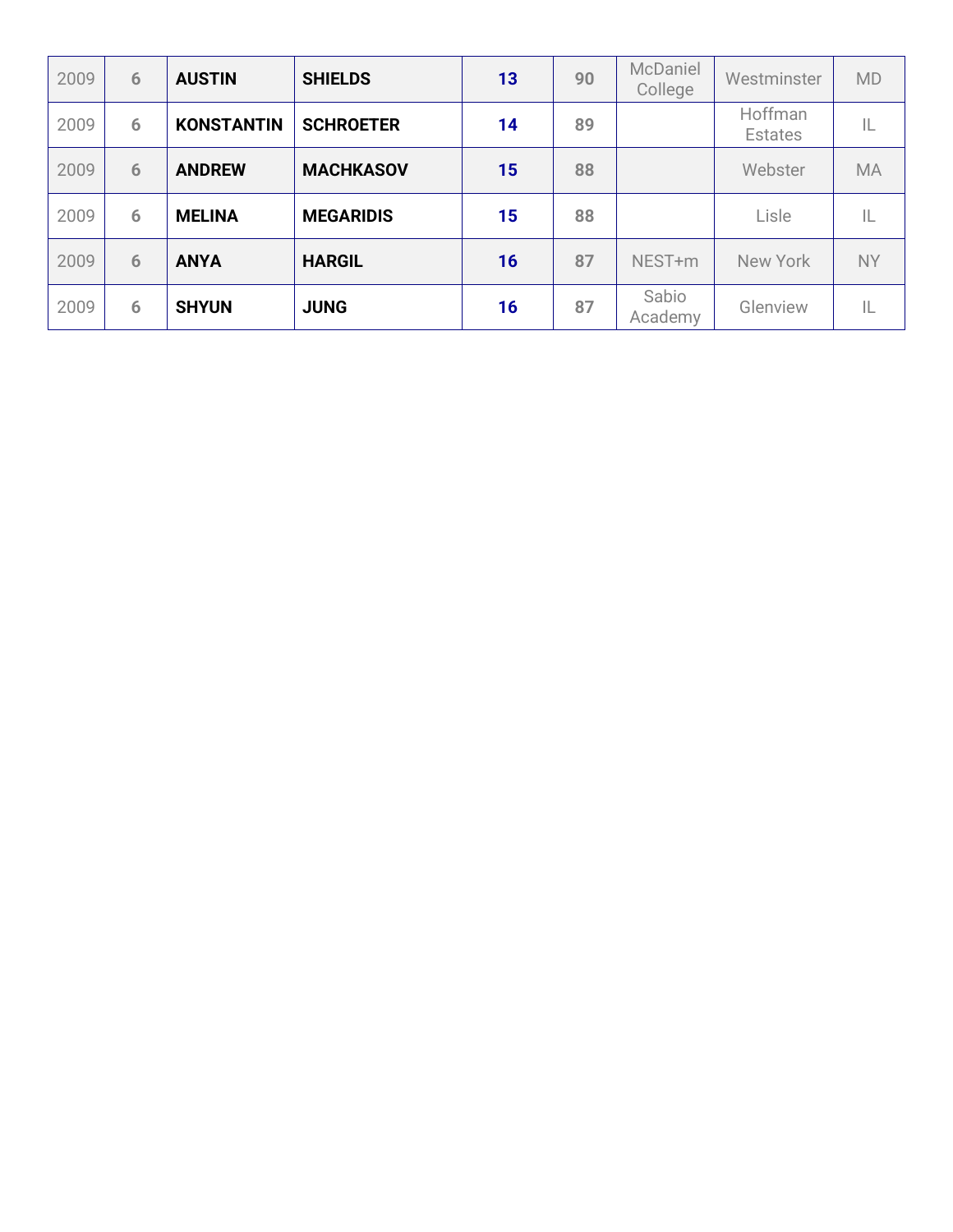| | | | | | | | | |
|---|---|---|---|---|---|---|---|---|
| 2009 | 6 | **AUSTIN** | **SHIELDS** | **13** | **90** | McDaniel College | Westminster | MD |
| 2009 | 6 | **KONSTANTIN** | **SCHROETER** | **14** | **89** | | Hoffman Estates | IL |
| 2009 | 6 | **ANDREW** | **MACHKASOV** | **15** | **88** | | Webster | MA |
| 2009 | 6 | **MELINA** | **MEGARIDIS** | **15** | **88** | | Lisle | IL |
| 2009 | 6 | **ANYA** | **HARGIL** | **16** | **87** | NEST+m | New York | NY |
| 2009 | 6 | **SHYUN** | **JUNG** | **16** | **87** | Sabio Academy | Glenview | IL |